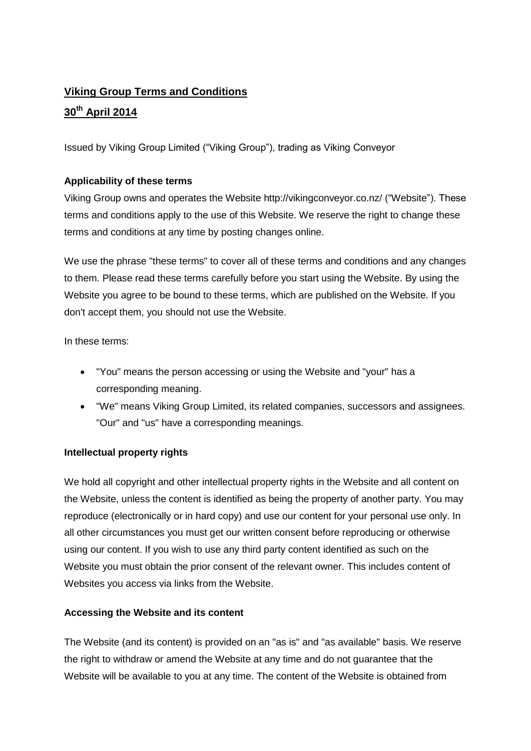# Viking Group Terms and Conditions

## 30th April 2014

Issued by Viking Group Limited ("Viking Group"), trading as Viking Conveyor

**Applicability of these terms**

Viking Group owns and operates the Website http://vikingconveyor.co.nz/ ("Website"). These terms and conditions apply to the use of this Website. We reserve the right to change these terms and conditions at any time by posting changes online.

We use the phrase "these terms" to cover all of these terms and conditions and any changes to them. Please read these terms carefully before you start using the Website. By using the Website you agree to be bound to these terms, which are published on the Website. If you don't accept them, you should not use the Website.

In these terms:

- "You" means the person accessing or using the Website and "your" has a corresponding meaning.
- "We" means Viking Group Limited, its related companies, successors and assignees. "Our" and "us" have a corresponding meanings.

**Intellectual property rights**

We hold all copyright and other intellectual property rights in the Website and all content on the Website, unless the content is identified as being the property of another party. You may reproduce (electronically or in hard copy) and use our content for your personal use only. In all other circumstances you must get our written consent before reproducing or otherwise using our content. If you wish to use any third party content identified as such on the Website you must obtain the prior consent of the relevant owner. This includes content of Websites you access via links from the Website.

**Accessing the Website and its content**

The Website (and its content) is provided on an "as is" and "as available" basis. We reserve the right to withdraw or amend the Website at any time and do not guarantee that the Website will be available to you at any time. The content of the Website is obtained from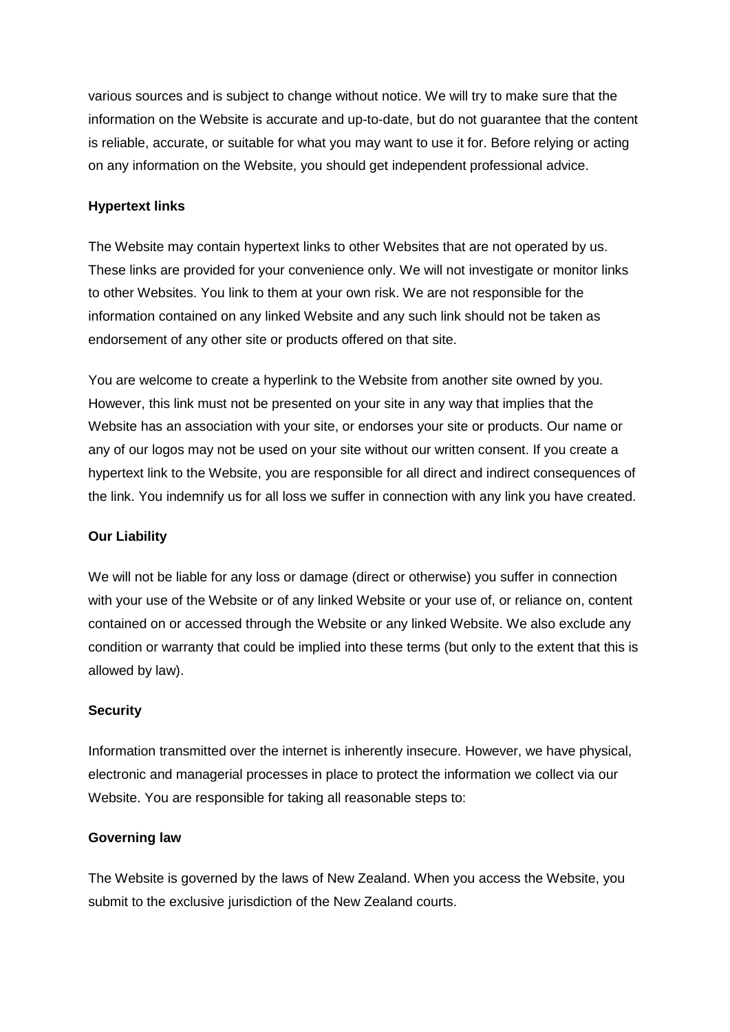various sources and is subject to change without notice. We will try to make sure that the information on the Website is accurate and up-to-date, but do not guarantee that the content is reliable, accurate, or suitable for what you may want to use it for. Before relying or acting on any information on the Website, you should get independent professional advice.

**Hypertext links**

The Website may contain hypertext links to other Websites that are not operated by us. These links are provided for your convenience only. We will not investigate or monitor links to other Websites. You link to them at your own risk. We are not responsible for the information contained on any linked Website and any such link should not be taken as endorsement of any other site or products offered on that site.

You are welcome to create a hyperlink to the Website from another site owned by you. However, this link must not be presented on your site in any way that implies that the Website has an association with your site, or endorses your site or products. Our name or any of our logos may not be used on your site without our written consent. If you create a hypertext link to the Website, you are responsible for all direct and indirect consequences of the link. You indemnify us for all loss we suffer in connection with any link you have created.

**Our Liability**

We will not be liable for any loss or damage (direct or otherwise) you suffer in connection with your use of the Website or of any linked Website or your use of, or reliance on, content contained on or accessed through the Website or any linked Website. We also exclude any condition or warranty that could be implied into these terms (but only to the extent that this is allowed by law).

**Security**

Information transmitted over the internet is inherently insecure. However, we have physical, electronic and managerial processes in place to protect the information we collect via our Website. You are responsible for taking all reasonable steps to:

**Governing law**

The Website is governed by the laws of New Zealand. When you access the Website, you submit to the exclusive jurisdiction of the New Zealand courts.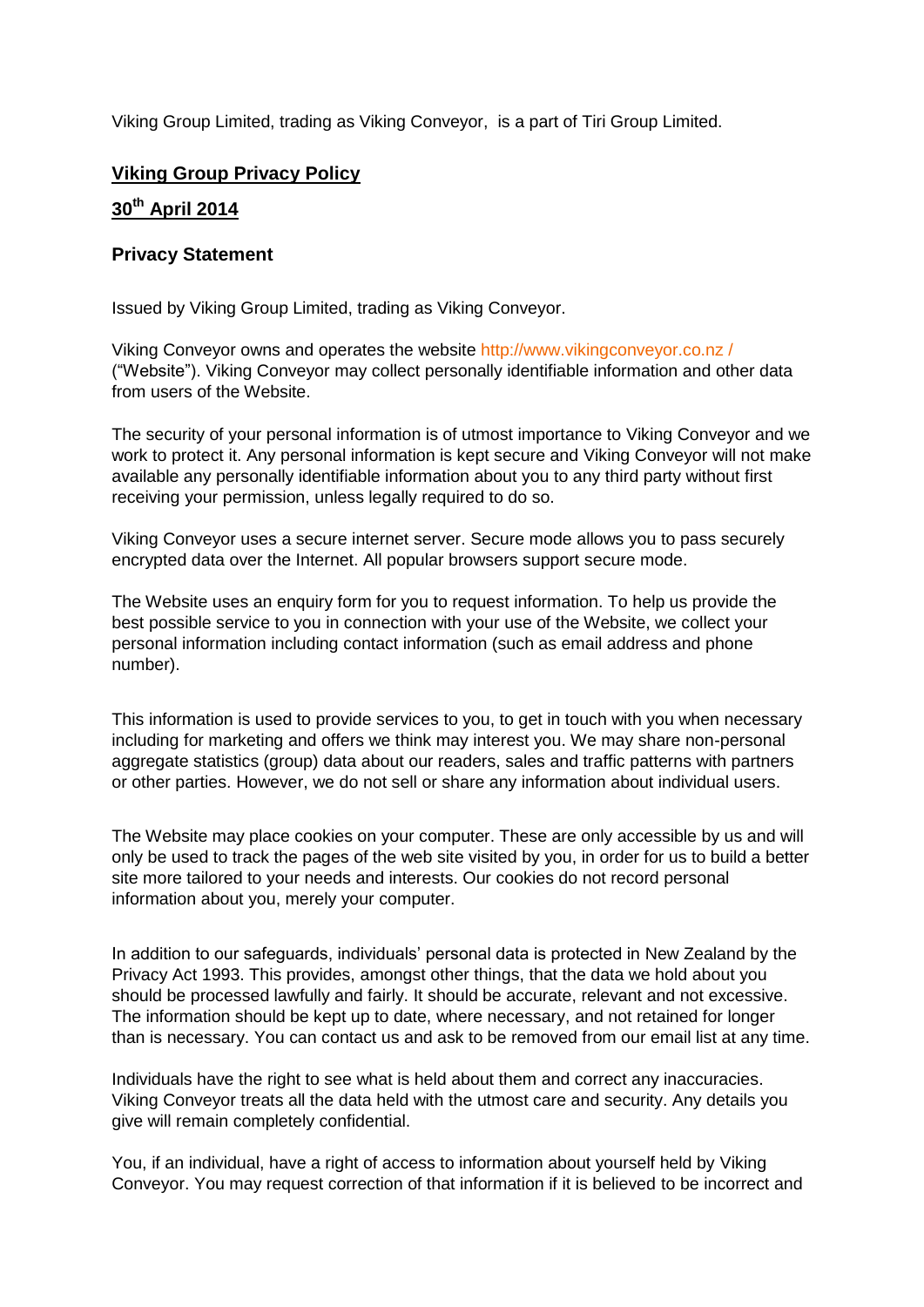Viking Group Limited, trading as Viking Conveyor, is a part of Tiri Group Limited.

## Viking Group Privacy Policy

## 30th April 2014

### Privacy Statement

Issued by Viking Group Limited, trading as Viking Conveyor.

Viking Conveyor owns and operates the website http://www.vikingconveyor.co.nz / ("Website"). Viking Conveyor may collect personally identifiable information and other data from users of the Website.

The security of your personal information is of utmost importance to Viking Conveyor and we work to protect it. Any personal information is kept secure and Viking Conveyor will not make available any personally identifiable information about you to any third party without first receiving your permission, unless legally required to do so.

Viking Conveyor uses a secure internet server. Secure mode allows you to pass securely encrypted data over the Internet. All popular browsers support secure mode.

The Website uses an enquiry form for you to request information. To help us provide the best possible service to you in connection with your use of the Website, we collect your personal information including contact information (such as email address and phone number).

This information is used to provide services to you, to get in touch with you when necessary including for marketing and offers we think may interest you. We may share non-personal aggregate statistics (group) data about our readers, sales and traffic patterns with partners or other parties. However, we do not sell or share any information about individual users.

The Website may place cookies on your computer. These are only accessible by us and will only be used to track the pages of the web site visited by you, in order for us to build a better site more tailored to your needs and interests. Our cookies do not record personal information about you, merely your computer.

In addition to our safeguards, individuals' personal data is protected in New Zealand by the Privacy Act 1993. This provides, amongst other things, that the data we hold about you should be processed lawfully and fairly. It should be accurate, relevant and not excessive. The information should be kept up to date, where necessary, and not retained for longer than is necessary. You can contact us and ask to be removed from our email list at any time.

Individuals have the right to see what is held about them and correct any inaccuracies. Viking Conveyor treats all the data held with the utmost care and security. Any details you give will remain completely confidential.

You, if an individual, have a right of access to information about yourself held by Viking Conveyor. You may request correction of that information if it is believed to be incorrect and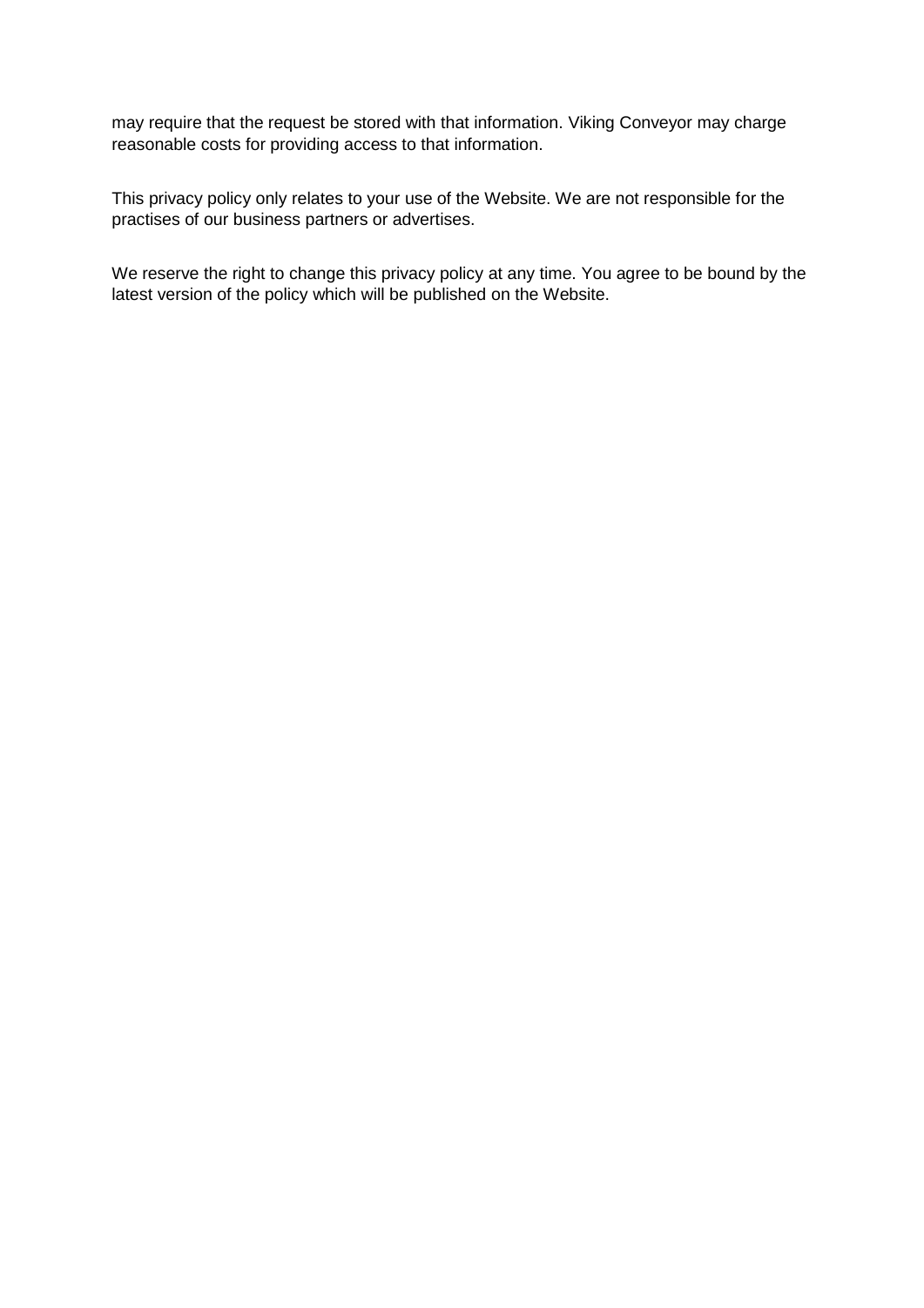may require that the request be stored with that information. Viking Conveyor may charge reasonable costs for providing access to that information.

This privacy policy only relates to your use of the Website. We are not responsible for the practises of our business partners or advertises.

We reserve the right to change this privacy policy at any time. You agree to be bound by the latest version of the policy which will be published on the Website.